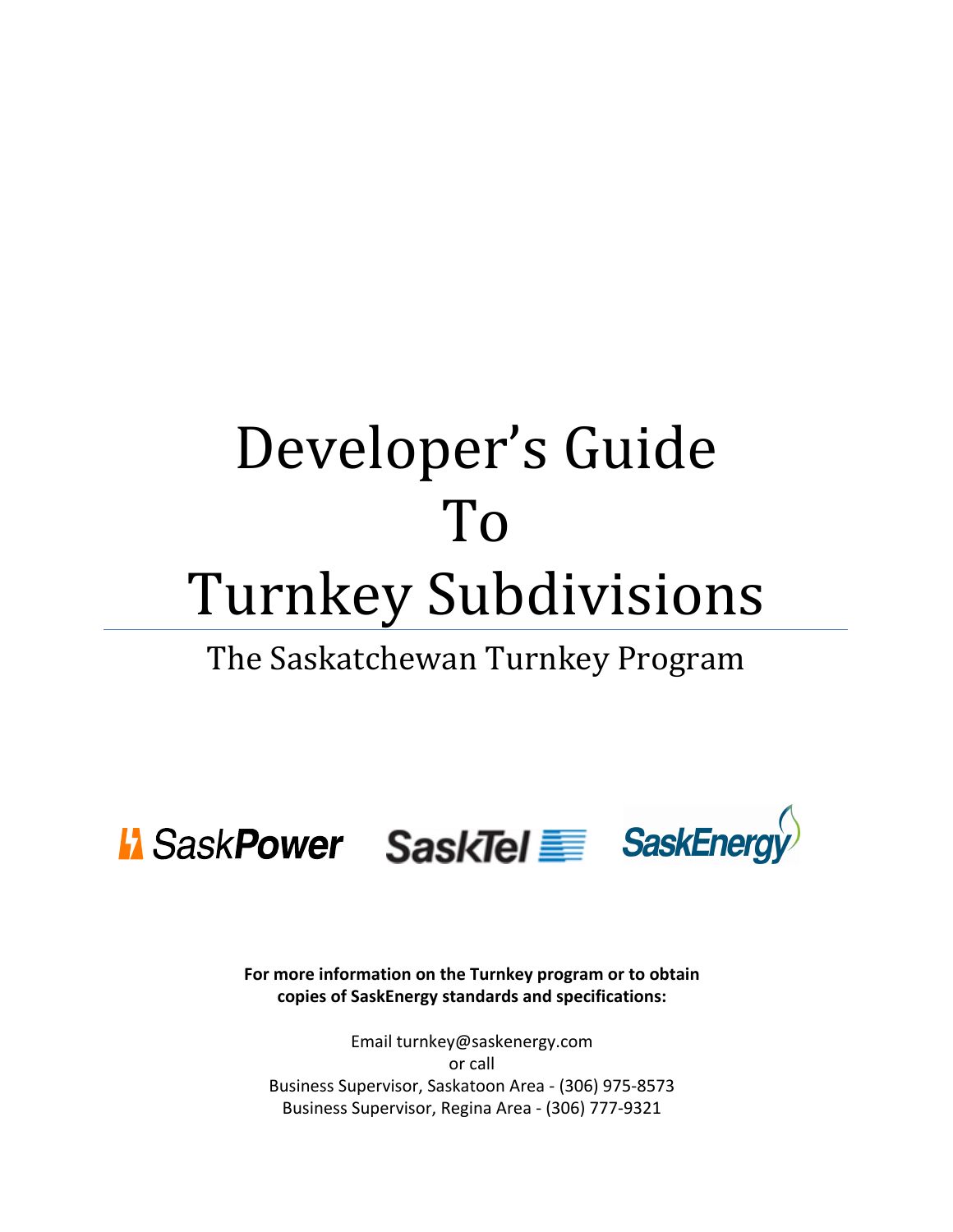# Developer's Guide To Turnkey Subdivisions

## The Saskatchewan Turnkey Program

SaskPower SaskTel SaskEnergy

**For more information on the Turnkey program or to obtain copies of SaskEnergy standards and specifications:**

Email turnkey@saskenergy.com
or call
Business Supervisor, Saskatoon Area - (306) 975-8573
Business Supervisor, Regina Area - (306) 777-9321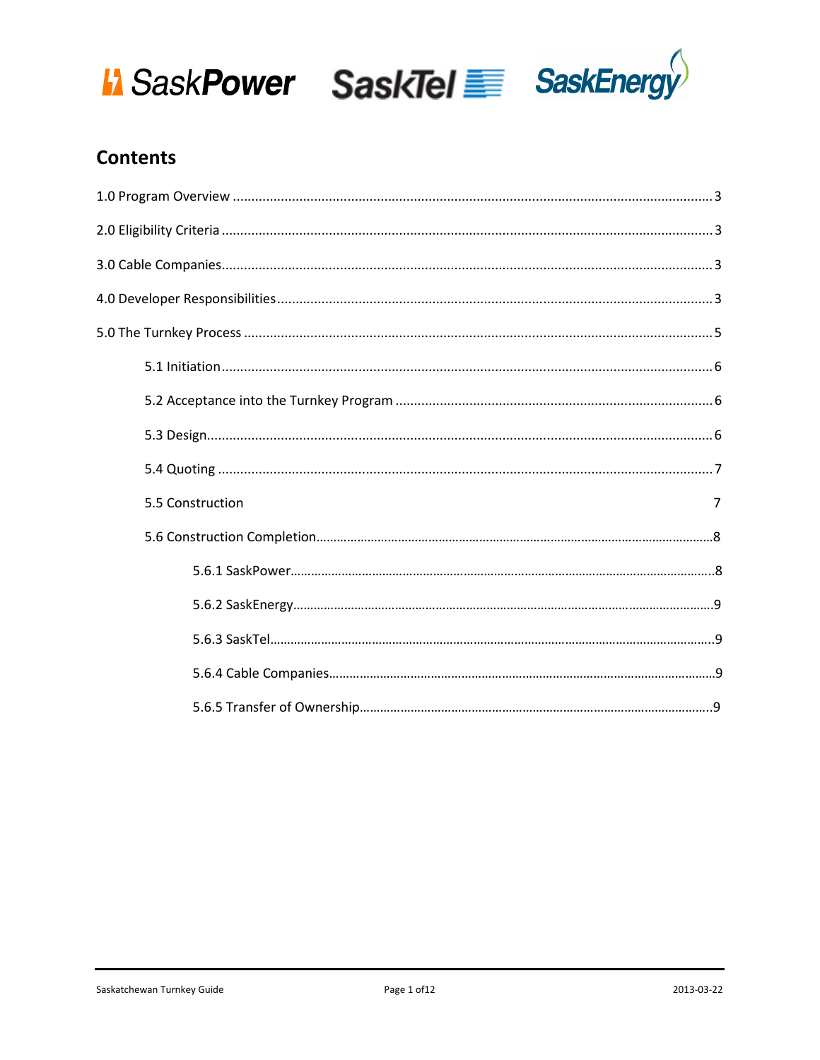## Contents

1.0 Program Overview ........ 3

2.0 Eligibility Criteria ........ 3

3.0 Cable Companies ........ 3

4.0 Developer Responsibilities ........ 3

5.0 The Turnkey Process ........ 5

- 5.1 Initiation ........ 6
- 5.2 Acceptance into the Turnkey Program ........ 6
- 5.3 Design ........ 6
- 5.4 Quoting ........ 7
- 5.5 Construction 7
- 5.6 Construction Completion ........ 8
  - 5.6.1 SaskPower ........ 8
  - 5.6.2 SaskEnergy ........ 9
  - 5.6.3 SaskTel ........ 9
  - 5.6.4 Cable Companies ........ 9
  - 5.6.5 Transfer of Ownership ........ 9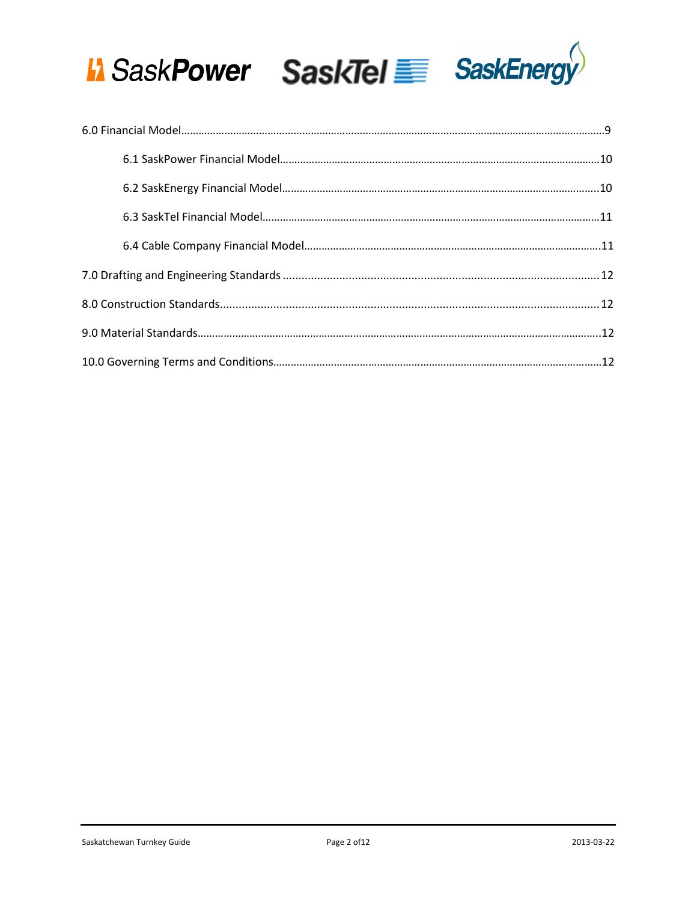6.0 Financial Model……………………………………………………………………………………………………………………………9

6.1 SaskPower Financial Model……………………………………………………………………………………………10

6.2 SaskEnergy Financial Model…………………………………………………………………………………………..10

6.3 SaskTel Financial Model…………………………………………………………………………………………………11

6.4 Cable Company Financial Model…………………………………………………………………………………….11

7.0 Drafting and Engineering Standards ..................................................................................................... 12

8.0 Construction Standards......................................................................................................................... 12

9.0 Material Standards……………………………………………………………………………………………………………………….12

10.0 Governing Terms and Conditions………………………………………………………………………………………………12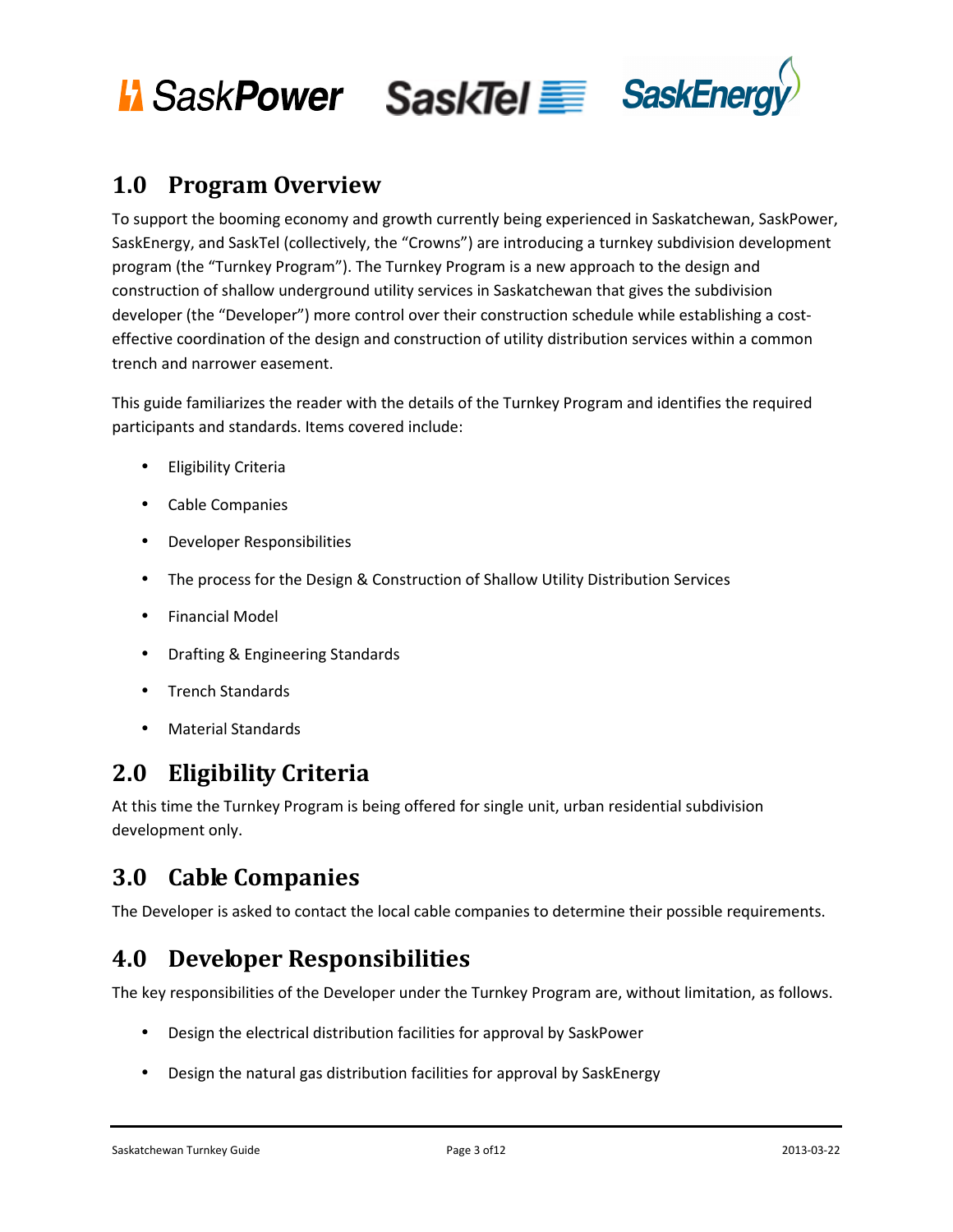## 1.0 Program Overview

To support the booming economy and growth currently being experienced in Saskatchewan, SaskPower, SaskEnergy, and SaskTel (collectively, the "Crowns") are introducing a turnkey subdivision development program (the "Turnkey Program"). The Turnkey Program is a new approach to the design and construction of shallow underground utility services in Saskatchewan that gives the subdivision developer (the "Developer") more control over their construction schedule while establishing a cost-effective coordination of the design and construction of utility distribution services within a common trench and narrower easement.

This guide familiarizes the reader with the details of the Turnkey Program and identifies the required participants and standards. Items covered include:

- Eligibility Criteria
- Cable Companies
- Developer Responsibilities
- The process for the Design & Construction of Shallow Utility Distribution Services
- Financial Model
- Drafting & Engineering Standards
- Trench Standards
- Material Standards

## 2.0 Eligibility Criteria

At this time the Turnkey Program is being offered for single unit, urban residential subdivision development only.

## 3.0 Cable Companies

The Developer is asked to contact the local cable companies to determine their possible requirements.

## 4.0 Developer Responsibilities

The key responsibilities of the Developer under the Turnkey Program are, without limitation, as follows.

- Design the electrical distribution facilities for approval by SaskPower
- Design the natural gas distribution facilities for approval by SaskEnergy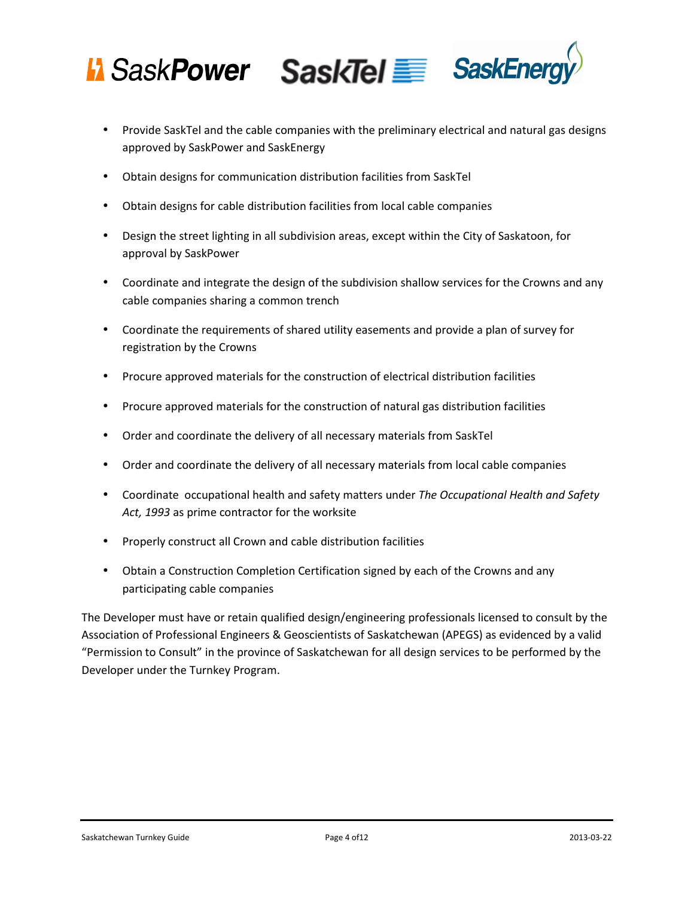- Provide SaskTel and the cable companies with the preliminary electrical and natural gas designs approved by SaskPower and SaskEnergy
- Obtain designs for communication distribution facilities from SaskTel
- Obtain designs for cable distribution facilities from local cable companies
- Design the street lighting in all subdivision areas, except within the City of Saskatoon, for approval by SaskPower
- Coordinate and integrate the design of the subdivision shallow services for the Crowns and any cable companies sharing a common trench
- Coordinate the requirements of shared utility easements and provide a plan of survey for registration by the Crowns
- Procure approved materials for the construction of electrical distribution facilities
- Procure approved materials for the construction of natural gas distribution facilities
- Order and coordinate the delivery of all necessary materials from SaskTel
- Order and coordinate the delivery of all necessary materials from local cable companies
- Coordinate occupational health and safety matters under *The Occupational Health and Safety Act, 1993* as prime contractor for the worksite
- Properly construct all Crown and cable distribution facilities
- Obtain a Construction Completion Certification signed by each of the Crowns and any participating cable companies

The Developer must have or retain qualified design/engineering professionals licensed to consult by the Association of Professional Engineers & Geoscientists of Saskatchewan (APEGS) as evidenced by a valid "Permission to Consult" in the province of Saskatchewan for all design services to be performed by the Developer under the Turnkey Program.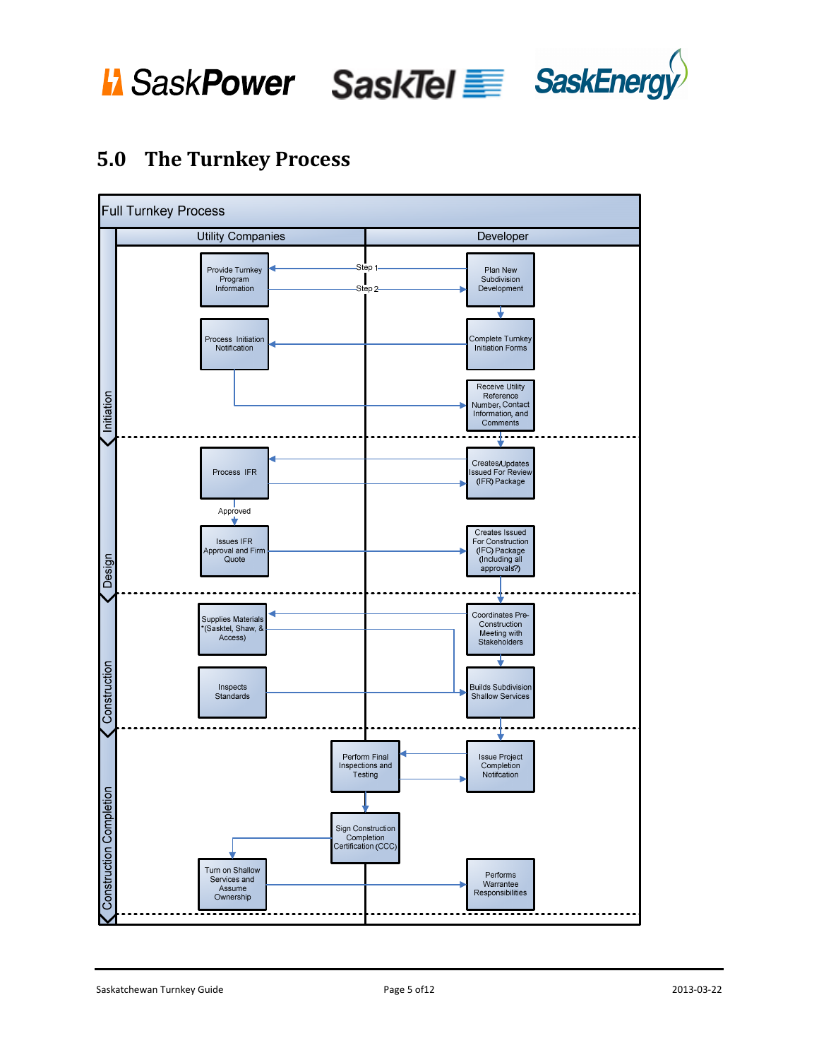## 5.0 The Turnkey Process

**Full Turnkey Process**

| Phase | Utility Companies | Developer |
|---|---|---|
| Initiation | Provide Turnkey Program Information | Plan New Subdivision Development |
| | Process Initiation Notification | Complete Turnkey Initiation Forms |
| | | Receive Utility Reference Number, Contact Information, and Comments |
| Design | Process IFR | Creates/Updates Issued For Review (IFR) Package |
| | Approved → Issues IFR Approval and Firm Quote | Creates Issued For Construction (IFC) Package (Including all approvals?) |
| Construction | Supplies Materials *(Sasktel, Shaw, & Access) | Coordinates Pre-Construction Meeting with Stakeholders |
| | Inspects Standards | Builds Subdivision Shallow Services |
| Construction Completion | Perform Final Inspections and Testing | Issue Project Completion Notifcation |
| | Sign Construction Completion Certification (CCC) | |
| | Turn on Shallow Services and Assume Ownership | Performs Warrantee Responsibilities |

Step 1: Plan New Subdivision Development → Provide Turnkey Program Information

Step 2: Provide Turnkey Program Information → Plan New Subdivision Development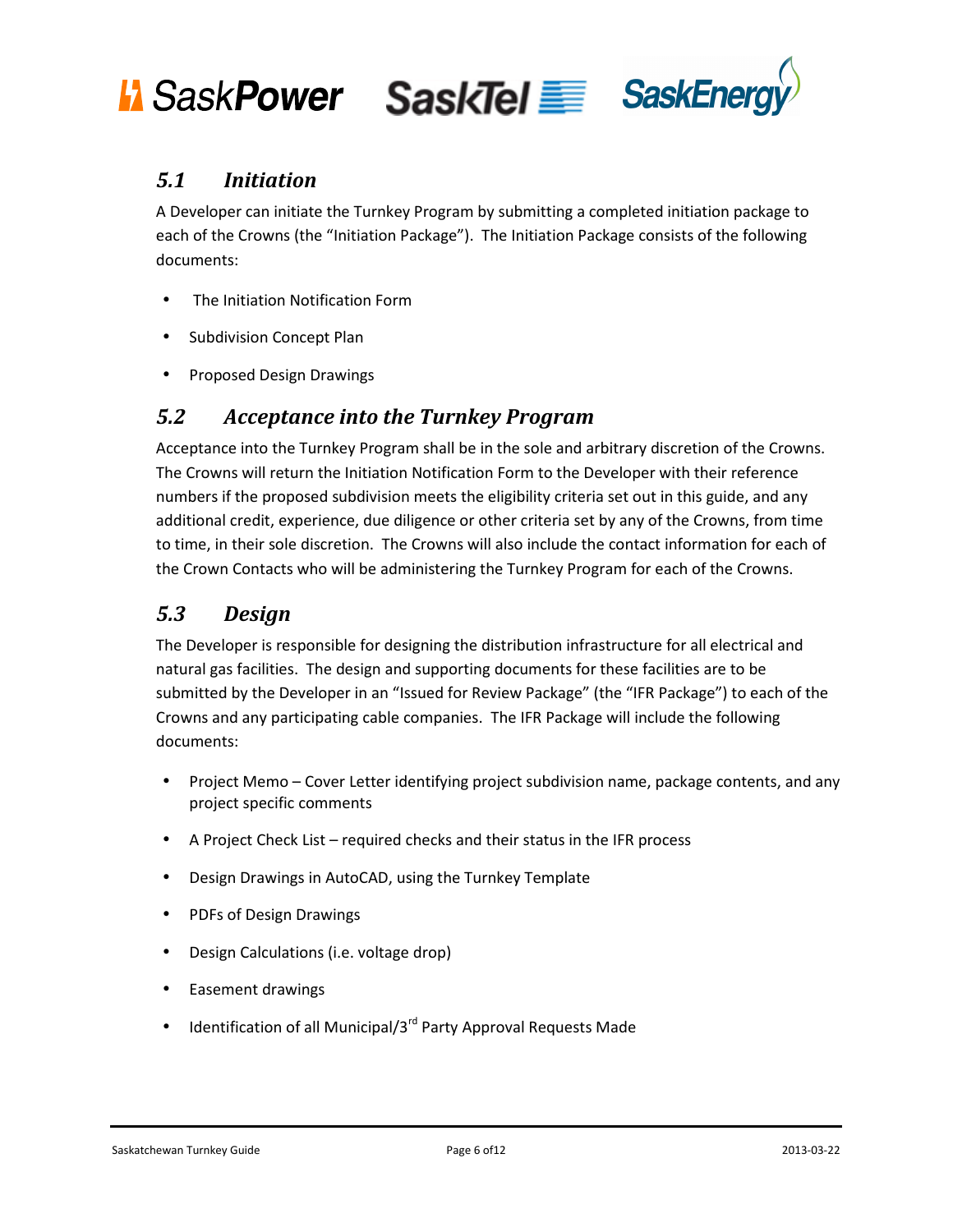## *5.1 Initiation*

A Developer can initiate the Turnkey Program by submitting a completed initiation package to each of the Crowns (the "Initiation Package"). The Initiation Package consists of the following documents:

- The Initiation Notification Form
- Subdivision Concept Plan
- Proposed Design Drawings

## *5.2 Acceptance into the Turnkey Program*

Acceptance into the Turnkey Program shall be in the sole and arbitrary discretion of the Crowns. The Crowns will return the Initiation Notification Form to the Developer with their reference numbers if the proposed subdivision meets the eligibility criteria set out in this guide, and any additional credit, experience, due diligence or other criteria set by any of the Crowns, from time to time, in their sole discretion. The Crowns will also include the contact information for each of the Crown Contacts who will be administering the Turnkey Program for each of the Crowns.

## *5.3 Design*

The Developer is responsible for designing the distribution infrastructure for all electrical and natural gas facilities. The design and supporting documents for these facilities are to be submitted by the Developer in an "Issued for Review Package" (the "IFR Package") to each of the Crowns and any participating cable companies. The IFR Package will include the following documents:

- Project Memo – Cover Letter identifying project subdivision name, package contents, and any project specific comments
- A Project Check List – required checks and their status in the IFR process
- Design Drawings in AutoCAD, using the Turnkey Template
- PDFs of Design Drawings
- Design Calculations (i.e. voltage drop)
- Easement drawings
- Identification of all Municipal/3rd Party Approval Requests Made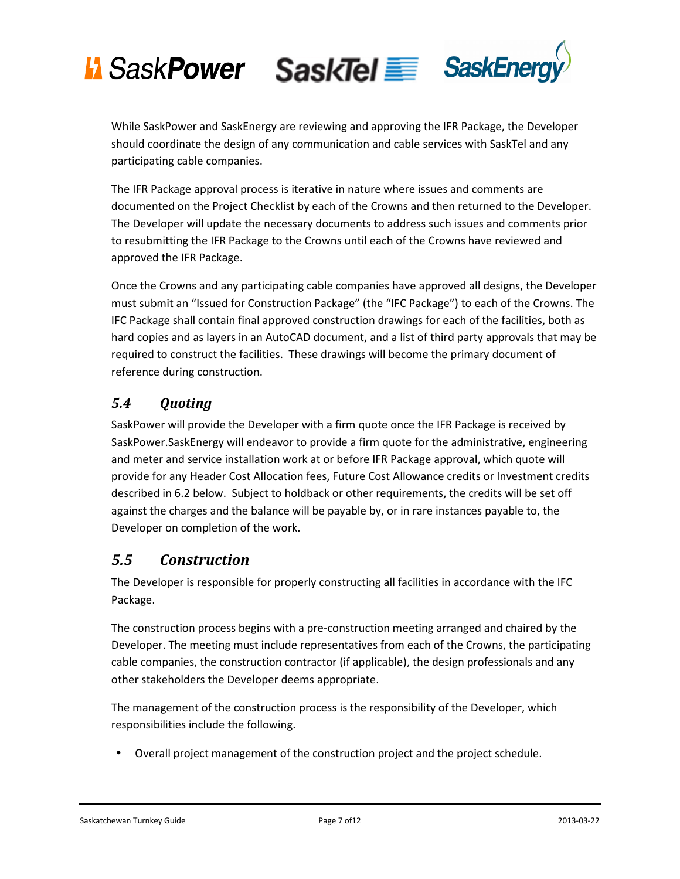While SaskPower and SaskEnergy are reviewing and approving the IFR Package, the Developer should coordinate the design of any communication and cable services with SaskTel and any participating cable companies.

The IFR Package approval process is iterative in nature where issues and comments are documented on the Project Checklist by each of the Crowns and then returned to the Developer. The Developer will update the necessary documents to address such issues and comments prior to resubmitting the IFR Package to the Crowns until each of the Crowns have reviewed and approved the IFR Package.

Once the Crowns and any participating cable companies have approved all designs, the Developer must submit an "Issued for Construction Package" (the "IFC Package") to each of the Crowns. The IFC Package shall contain final approved construction drawings for each of the facilities, both as hard copies and as layers in an AutoCAD document, and a list of third party approvals that may be required to construct the facilities. These drawings will become the primary document of reference during construction.

## *5.4 Quoting*

SaskPower will provide the Developer with a firm quote once the IFR Package is received by SaskPower.SaskEnergy will endeavor to provide a firm quote for the administrative, engineering and meter and service installation work at or before IFR Package approval, which quote will provide for any Header Cost Allocation fees, Future Cost Allowance credits or Investment credits described in 6.2 below. Subject to holdback or other requirements, the credits will be set off against the charges and the balance will be payable by, or in rare instances payable to, the Developer on completion of the work.

## *5.5 Construction*

The Developer is responsible for properly constructing all facilities in accordance with the IFC Package.

The construction process begins with a pre-construction meeting arranged and chaired by the Developer. The meeting must include representatives from each of the Crowns, the participating cable companies, the construction contractor (if applicable), the design professionals and any other stakeholders the Developer deems appropriate.

The management of the construction process is the responsibility of the Developer, which responsibilities include the following.

- Overall project management of the construction project and the project schedule.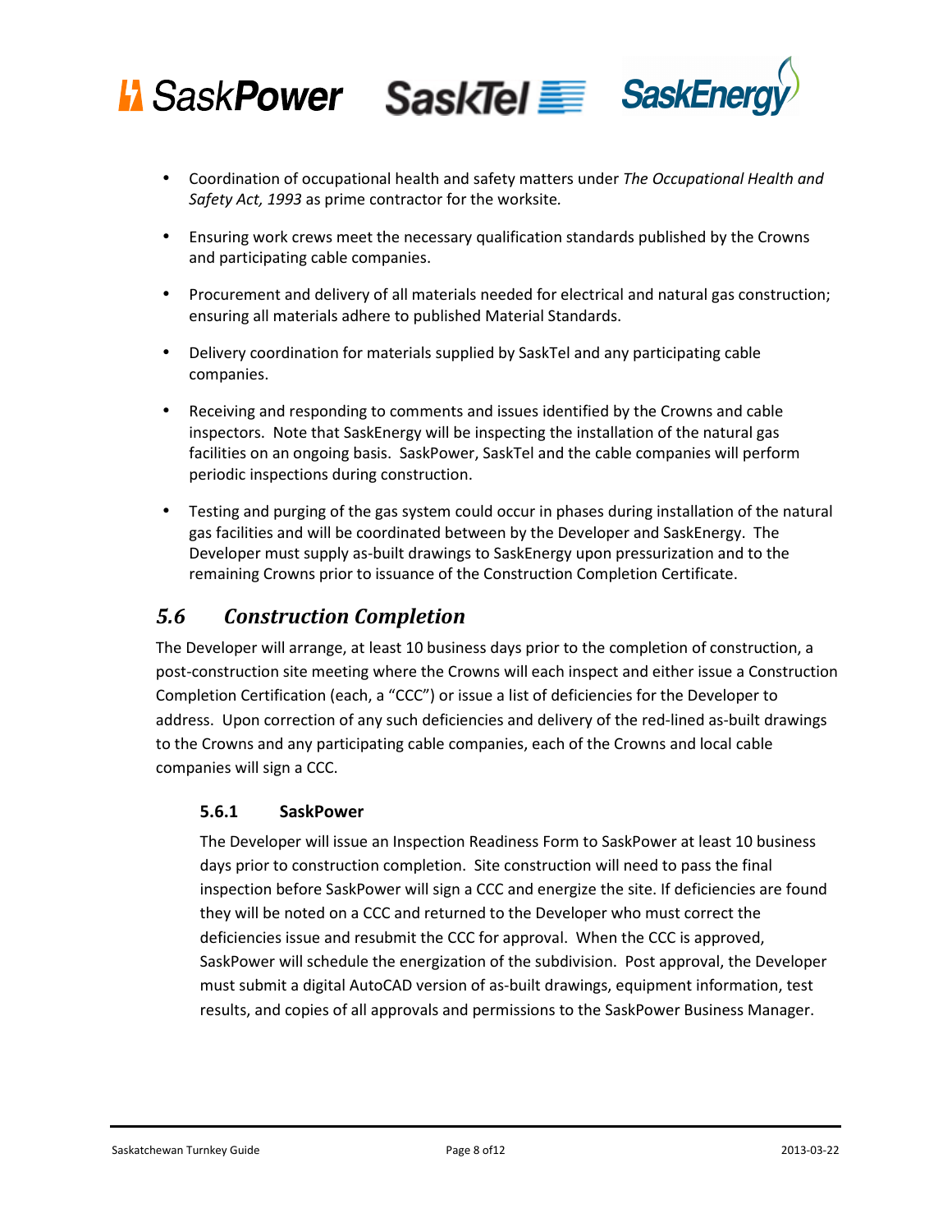- Coordination of occupational health and safety matters under *The Occupational Health and Safety Act, 1993* as prime contractor for the worksite.

- Ensuring work crews meet the necessary qualification standards published by the Crowns and participating cable companies.

- Procurement and delivery of all materials needed for electrical and natural gas construction; ensuring all materials adhere to published Material Standards.

- Delivery coordination for materials supplied by SaskTel and any participating cable companies.

- Receiving and responding to comments and issues identified by the Crowns and cable inspectors. Note that SaskEnergy will be inspecting the installation of the natural gas facilities on an ongoing basis. SaskPower, SaskTel and the cable companies will perform periodic inspections during construction.

- Testing and purging of the gas system could occur in phases during installation of the natural gas facilities and will be coordinated between by the Developer and SaskEnergy. The Developer must supply as-built drawings to SaskEnergy upon pressurization and to the remaining Crowns prior to issuance of the Construction Completion Certificate.

## *5.6 Construction Completion*

The Developer will arrange, at least 10 business days prior to the completion of construction, a post-construction site meeting where the Crowns will each inspect and either issue a Construction Completion Certification (each, a "CCC") or issue a list of deficiencies for the Developer to address. Upon correction of any such deficiencies and delivery of the red-lined as-built drawings to the Crowns and any participating cable companies, each of the Crowns and local cable companies will sign a CCC.

### 5.6.1 SaskPower

The Developer will issue an Inspection Readiness Form to SaskPower at least 10 business days prior to construction completion. Site construction will need to pass the final inspection before SaskPower will sign a CCC and energize the site. If deficiencies are found they will be noted on a CCC and returned to the Developer who must correct the deficiencies issue and resubmit the CCC for approval. When the CCC is approved, SaskPower will schedule the energization of the subdivision. Post approval, the Developer must submit a digital AutoCAD version of as-built drawings, equipment information, test results, and copies of all approvals and permissions to the SaskPower Business Manager.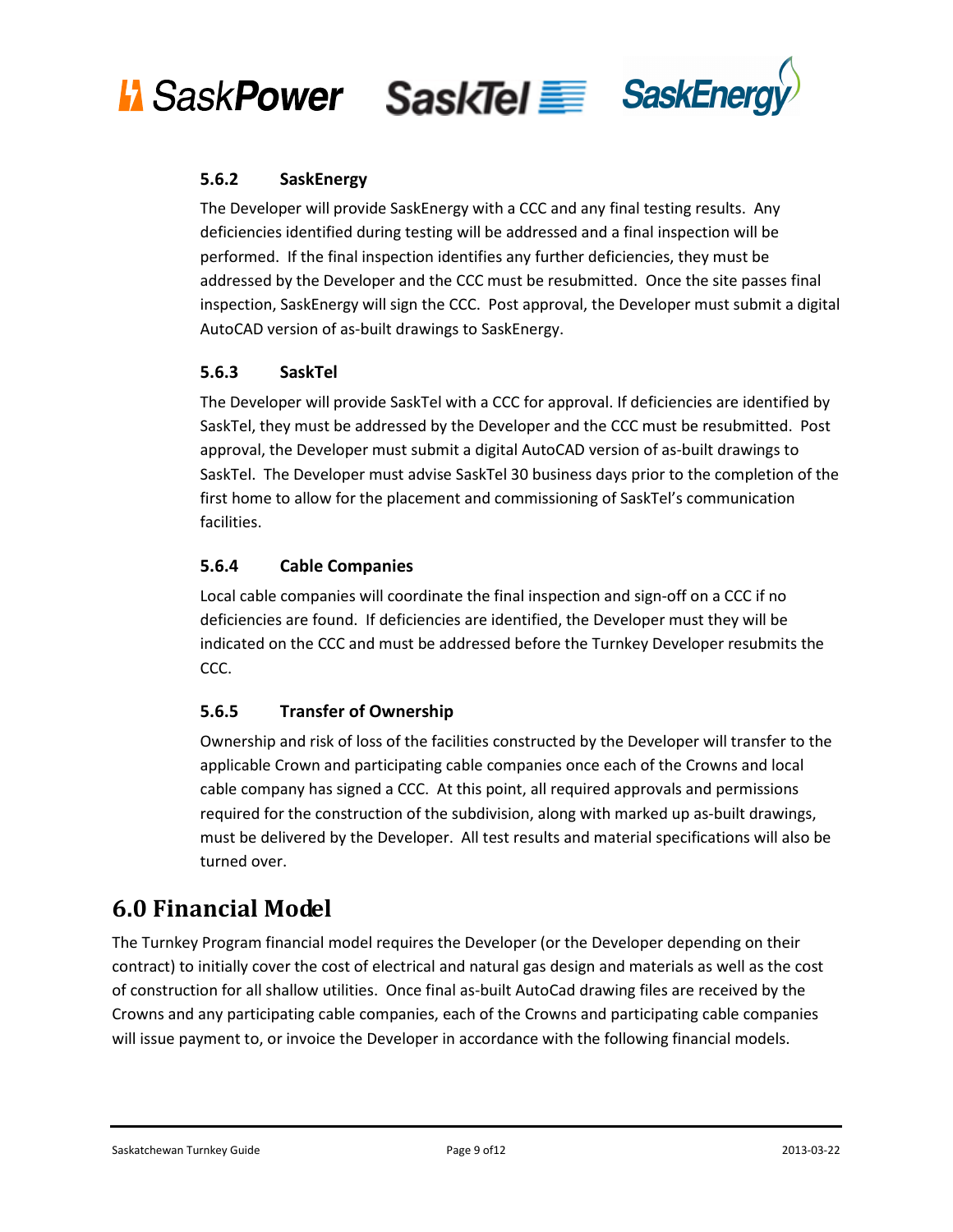#### 5.6.2 SaskEnergy

The Developer will provide SaskEnergy with a CCC and any final testing results. Any deficiencies identified during testing will be addressed and a final inspection will be performed. If the final inspection identifies any further deficiencies, they must be addressed by the Developer and the CCC must be resubmitted. Once the site passes final inspection, SaskEnergy will sign the CCC. Post approval, the Developer must submit a digital AutoCAD version of as-built drawings to SaskEnergy.

#### 5.6.3 SaskTel

The Developer will provide SaskTel with a CCC for approval. If deficiencies are identified by SaskTel, they must be addressed by the Developer and the CCC must be resubmitted. Post approval, the Developer must submit a digital AutoCAD version of as-built drawings to SaskTel. The Developer must advise SaskTel 30 business days prior to the completion of the first home to allow for the placement and commissioning of SaskTel's communication facilities.

#### 5.6.4 Cable Companies

Local cable companies will coordinate the final inspection and sign-off on a CCC if no deficiencies are found. If deficiencies are identified, the Developer must they will be indicated on the CCC and must be addressed before the Turnkey Developer resubmits the CCC.

#### 5.6.5 Transfer of Ownership

Ownership and risk of loss of the facilities constructed by the Developer will transfer to the applicable Crown and participating cable companies once each of the Crowns and local cable company has signed a CCC. At this point, all required approvals and permissions required for the construction of the subdivision, along with marked up as-built drawings, must be delivered by the Developer. All test results and material specifications will also be turned over.

# 6.0 Financial Model

The Turnkey Program financial model requires the Developer (or the Developer depending on their contract) to initially cover the cost of electrical and natural gas design and materials as well as the cost of construction for all shallow utilities. Once final as-built AutoCad drawing files are received by the Crowns and any participating cable companies, each of the Crowns and participating cable companies will issue payment to, or invoice the Developer in accordance with the following financial models.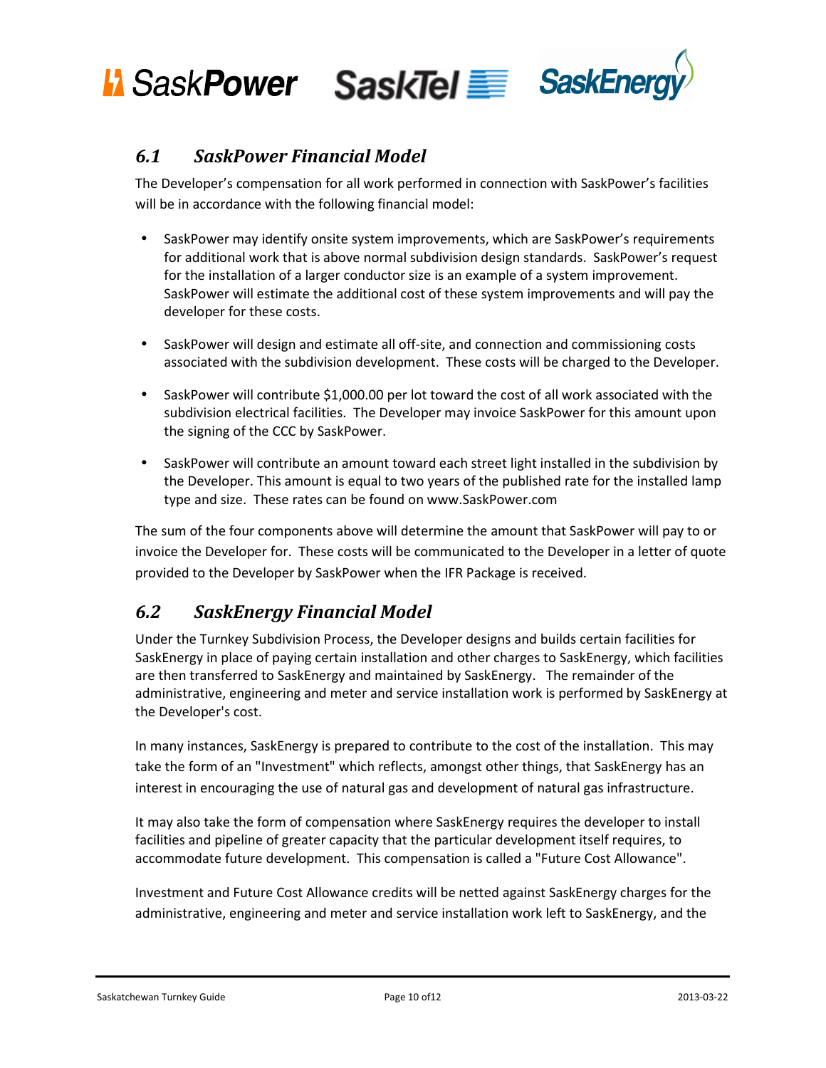## *6.1 SaskPower Financial Model*

The Developer's compensation for all work performed in connection with SaskPower's facilities will be in accordance with the following financial model:

- SaskPower may identify onsite system improvements, which are SaskPower's requirements for additional work that is above normal subdivision design standards. SaskPower's request for the installation of a larger conductor size is an example of a system improvement. SaskPower will estimate the additional cost of these system improvements and will pay the developer for these costs.
- SaskPower will design and estimate all off-site, and connection and commissioning costs associated with the subdivision development. These costs will be charged to the Developer.
- SaskPower will contribute $1,000.00 per lot toward the cost of all work associated with the subdivision electrical facilities. The Developer may invoice SaskPower for this amount upon the signing of the CCC by SaskPower.
- SaskPower will contribute an amount toward each street light installed in the subdivision by the Developer. This amount is equal to two years of the published rate for the installed lamp type and size. These rates can be found on www.SaskPower.com

The sum of the four components above will determine the amount that SaskPower will pay to or invoice the Developer for. These costs will be communicated to the Developer in a letter of quote provided to the Developer by SaskPower when the IFR Package is received.

## *6.2 SaskEnergy Financial Model*

Under the Turnkey Subdivision Process, the Developer designs and builds certain facilities for SaskEnergy in place of paying certain installation and other charges to SaskEnergy, which facilities are then transferred to SaskEnergy and maintained by SaskEnergy. The remainder of the administrative, engineering and meter and service installation work is performed by SaskEnergy at the Developer's cost.

In many instances, SaskEnergy is prepared to contribute to the cost of the installation. This may take the form of an "Investment" which reflects, amongst other things, that SaskEnergy has an interest in encouraging the use of natural gas and development of natural gas infrastructure.

It may also take the form of compensation where SaskEnergy requires the developer to install facilities and pipeline of greater capacity that the particular development itself requires, to accommodate future development. This compensation is called a "Future Cost Allowance".

Investment and Future Cost Allowance credits will be netted against SaskEnergy charges for the administrative, engineering and meter and service installation work left to SaskEnergy, and the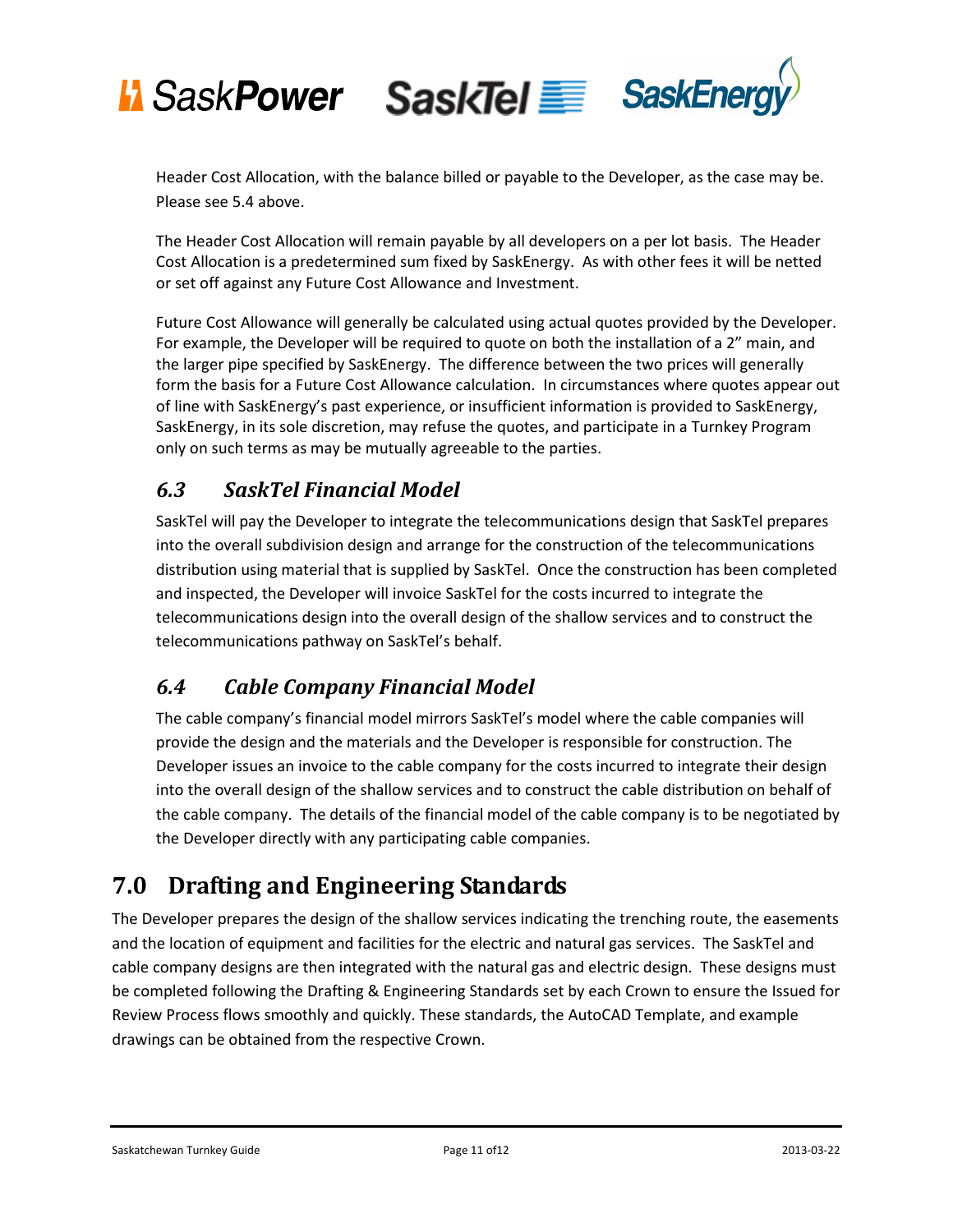Header Cost Allocation, with the balance billed or payable to the Developer, as the case may be. Please see 5.4 above.

The Header Cost Allocation will remain payable by all developers on a per lot basis. The Header Cost Allocation is a predetermined sum fixed by SaskEnergy. As with other fees it will be netted or set off against any Future Cost Allowance and Investment.

Future Cost Allowance will generally be calculated using actual quotes provided by the Developer. For example, the Developer will be required to quote on both the installation of a 2" main, and the larger pipe specified by SaskEnergy. The difference between the two prices will generally form the basis for a Future Cost Allowance calculation. In circumstances where quotes appear out of line with SaskEnergy's past experience, or insufficient information is provided to SaskEnergy, SaskEnergy, in its sole discretion, may refuse the quotes, and participate in a Turnkey Program only on such terms as may be mutually agreeable to the parties.

### *6.3 SaskTel Financial Model*

SaskTel will pay the Developer to integrate the telecommunications design that SaskTel prepares into the overall subdivision design and arrange for the construction of the telecommunications distribution using material that is supplied by SaskTel. Once the construction has been completed and inspected, the Developer will invoice SaskTel for the costs incurred to integrate the telecommunications design into the overall design of the shallow services and to construct the telecommunications pathway on SaskTel's behalf.

### *6.4 Cable Company Financial Model*

The cable company's financial model mirrors SaskTel's model where the cable companies will provide the design and the materials and the Developer is responsible for construction. The Developer issues an invoice to the cable company for the costs incurred to integrate their design into the overall design of the shallow services and to construct the cable distribution on behalf of the cable company. The details of the financial model of the cable company is to be negotiated by the Developer directly with any participating cable companies.

## 7.0 Drafting and Engineering Standards

The Developer prepares the design of the shallow services indicating the trenching route, the easements and the location of equipment and facilities for the electric and natural gas services. The SaskTel and cable company designs are then integrated with the natural gas and electric design. These designs must be completed following the Drafting & Engineering Standards set by each Crown to ensure the Issued for Review Process flows smoothly and quickly. These standards, the AutoCAD Template, and example drawings can be obtained from the respective Crown.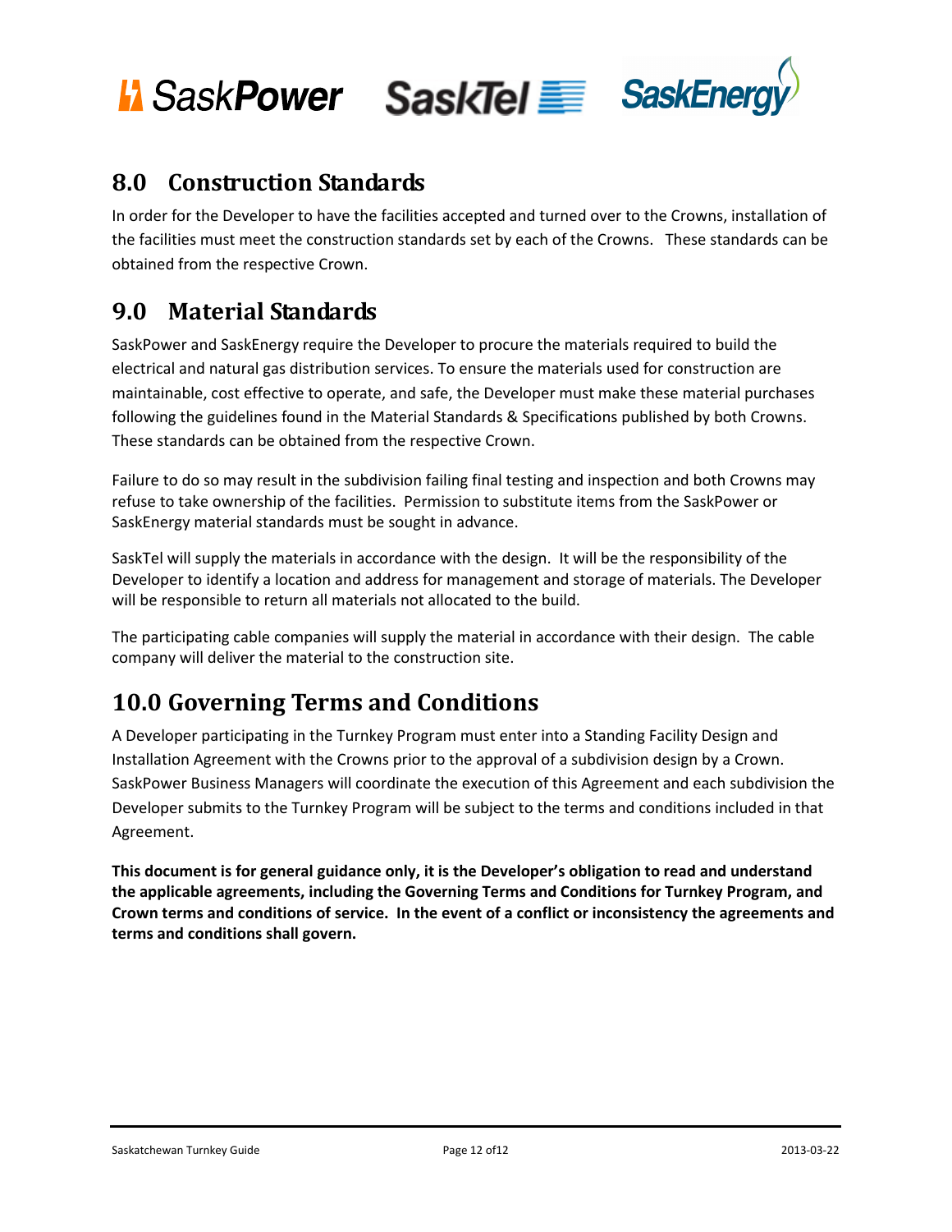## 8.0 Construction Standards

In order for the Developer to have the facilities accepted and turned over to the Crowns, installation of the facilities must meet the construction standards set by each of the Crowns. These standards can be obtained from the respective Crown.

## 9.0 Material Standards

SaskPower and SaskEnergy require the Developer to procure the materials required to build the electrical and natural gas distribution services. To ensure the materials used for construction are maintainable, cost effective to operate, and safe, the Developer must make these material purchases following the guidelines found in the Material Standards & Specifications published by both Crowns. These standards can be obtained from the respective Crown.

Failure to do so may result in the subdivision failing final testing and inspection and both Crowns may refuse to take ownership of the facilities. Permission to substitute items from the SaskPower or SaskEnergy material standards must be sought in advance.

SaskTel will supply the materials in accordance with the design. It will be the responsibility of the Developer to identify a location and address for management and storage of materials. The Developer will be responsible to return all materials not allocated to the build.

The participating cable companies will supply the material in accordance with their design. The cable company will deliver the material to the construction site.

## 10.0 Governing Terms and Conditions

A Developer participating in the Turnkey Program must enter into a Standing Facility Design and Installation Agreement with the Crowns prior to the approval of a subdivision design by a Crown. SaskPower Business Managers will coordinate the execution of this Agreement and each subdivision the Developer submits to the Turnkey Program will be subject to the terms and conditions included in that Agreement.

**This document is for general guidance only, it is the Developer's obligation to read and understand the applicable agreements, including the Governing Terms and Conditions for Turnkey Program, and Crown terms and conditions of service. In the event of a conflict or inconsistency the agreements and terms and conditions shall govern.**